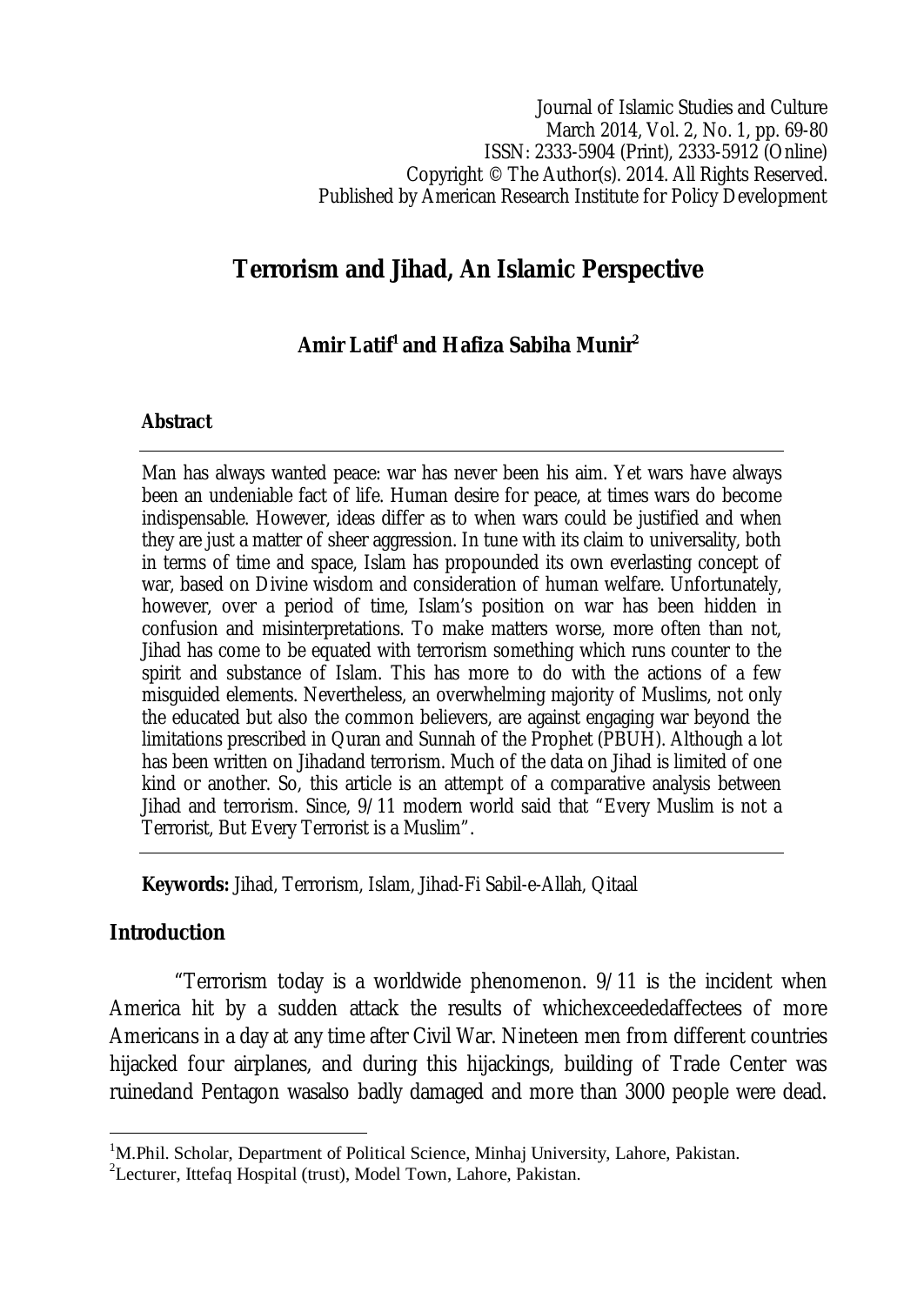Journal of Islamic Studies and Culture
March 2014, Vol. 2, No. 1, pp. 69-80
ISSN: 2333-5904 (Print), 2333-5912 (Online)
Copyright © The Author(s). 2014. All Rights Reserved.
Published by American Research Institute for Policy Development

# Terrorism and Jihad, An Islamic Perspective

**Amir Latif[1] and Hafiza Sabiha Munir[2]**

### Abstract

Man has always wanted peace: war has never been his aim. Yet wars have always been an undeniable fact of life. Human desire for peace, at times wars do become indispensable. However, ideas differ as to when wars could be justified and when they are just a matter of sheer aggression. In tune with its claim to universality, both in terms of time and space, Islam has propounded its own everlasting concept of war, based on Divine wisdom and consideration of human welfare. Unfortunately, however, over a period of time, Islam's position on war has been hidden in confusion and misinterpretations. To make matters worse, more often than not, Jihad has come to be equated with terrorism something which runs counter to the spirit and substance of Islam. This has more to do with the actions of a few misguided elements. Nevertheless, an overwhelming majority of Muslims, not only the educated but also the common believers, are against engaging war beyond the limitations prescribed in Quran and Sunnah of the Prophet (PBUH). Although a lot has been written on Jihadand terrorism. Much of the data on Jihad is limited of one kind or another. So, this article is an attempt of a comparative analysis between Jihad and terrorism. Since, 9/11 modern world said that "Every Muslim is not a Terrorist, But Every Terrorist is a Muslim".

**Keywords:** Jihad, Terrorism, Islam, Jihad-Fi Sabil-e-Allah, Qitaal

## Introduction

"Terrorism today is a worldwide phenomenon. 9/11 is the incident when America hit by a sudden attack the results of whichexceededaffectees of more Americans in a day at any time after Civil War. Nineteen men from different countries hijacked four airplanes, and during this hijackings, building of Trade Center was ruinedand Pentagon wasalso badly damaged and more than 3000 people were dead.

---

[1]M.Phil. Scholar, Department of Political Science, Minhaj University, Lahore, Pakistan.

[2]Lecturer, Ittefaq Hospital (trust), Model Town, Lahore, Pakistan.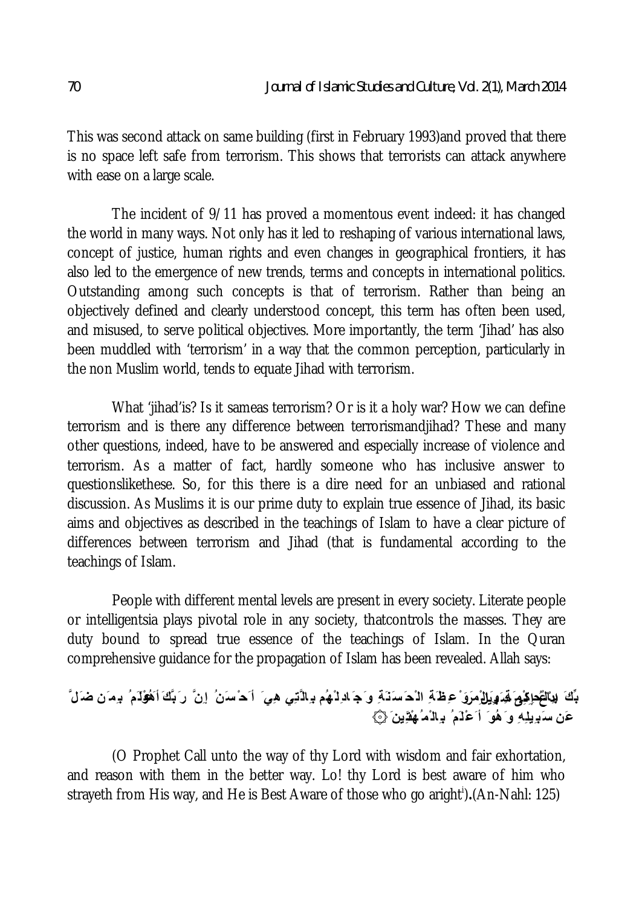This was second attack on same building (first in February 1993)and proved that there is no space left safe from terrorism. This shows that terrorists can attack anywhere with ease on a large scale.

The incident of 9/11 has proved a momentous event indeed: it has changed the world in many ways. Not only has it led to reshaping of various international laws, concept of justice, human rights and even changes in geographical frontiers, it has also led to the emergence of new trends, terms and concepts in international politics. Outstanding among such concepts is that of terrorism. Rather than being an objectively defined and clearly understood concept, this term has often been used, and misused, to serve political objectives. More importantly, the term 'Jihad' has also been muddled with 'terrorism' in a way that the common perception, particularly in the non Muslim world, tends to equate Jihad with terrorism.

What 'jihad'is? Is it sameas terrorism? Or is it a holy war? How we can define terrorism and is there any difference between terrorismandjihad? These and many other questions, indeed, have to be answered and especially increase of violence and terrorism. As a matter of fact, hardly someone who has inclusive answer to questionslikethese. So, for this there is a dire need for an unbiased and rational discussion. As Muslims it is our prime duty to explain true essence of Jihad, its basic aims and objectives as described in the teachings of Islam to have a clear picture of differences between terrorism and Jihad (that is fundamental according to the teachings of Islam.

People with different mental levels are present in every society. Literate people or intelligentsia plays pivotal role in any society, thatcontrols the masses. They are duty bound to spread true essence of the teachings of Islam. In the Quran comprehensive guidance for the propagation of Islam has been revealed. Allah says:

ادْعُ إِلَىٰ سَبِيلِ رَبِّكَ بِالْحِكْمَةِ وَالْمَوْعِظَةِ الْحَسَنَةِ وَجَادِلْهُم بِالَّتِي هِيَ أَحْسَنُ إِنَّ رَبَّكَ هُوَ أَعْلَمُ بِمَن ضَلَّ عَن سَبِيلِهِ وَهُوَ أَعْلَمُ بِالْمُهْتَدِينَ ﴿١٢٥﴾

(O Prophet Call unto the way of thy Lord with wisdom and fair exhortation, and reason with them in the better way. Lo! thy Lord is best aware of him who strayeth from His way, and He is Best Aware of those who go aright[i]).(An-Nahl: 125)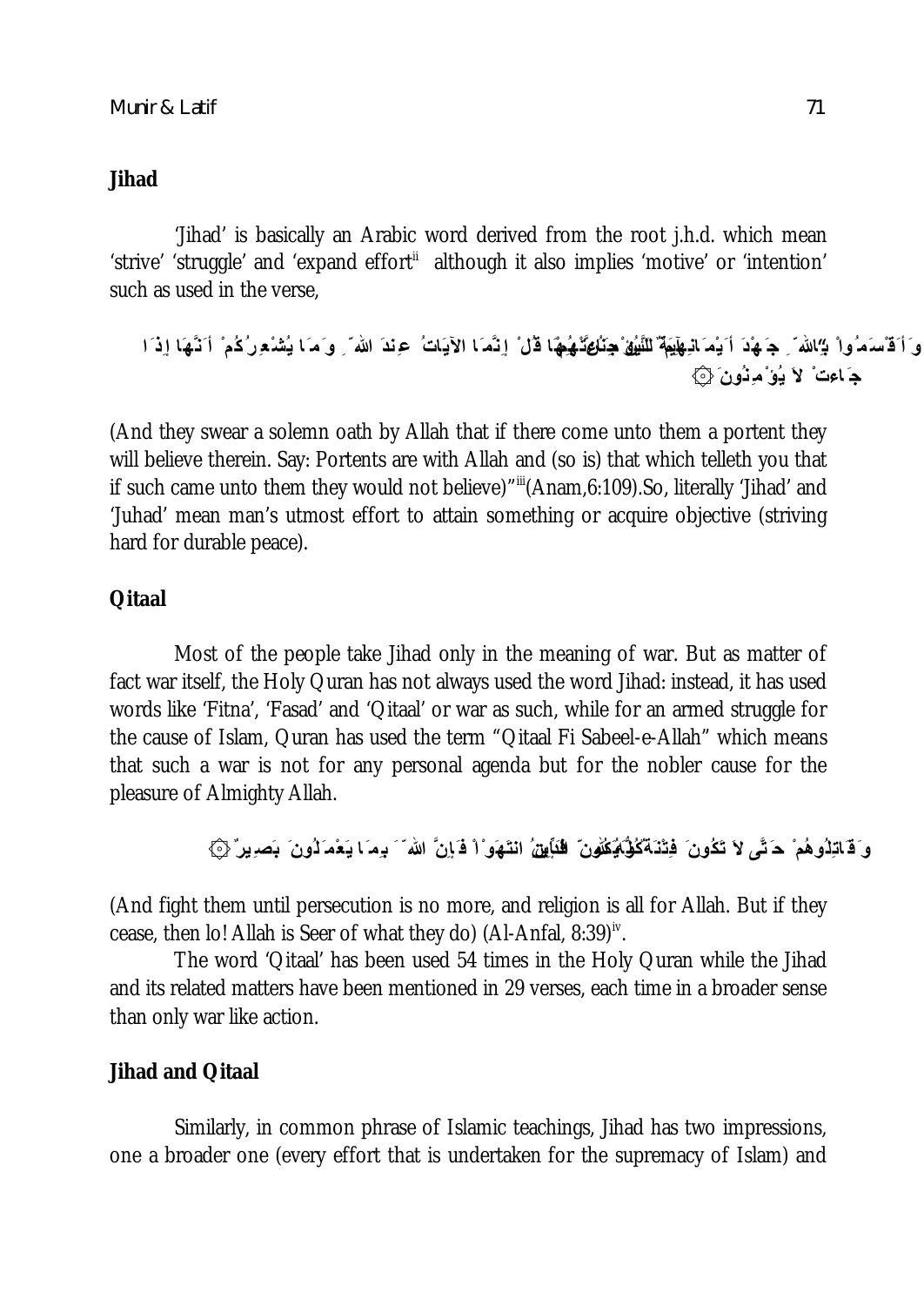## Jihad

'Jihad' is basically an Arabic word derived from the root j.h.d. which mean 'strive' 'struggle' and 'expand effort'[ii] although it also implies 'motive' or 'intention' such as used in the verse,

وَأَقْسَمُواْ بِاللّهِ جَهْدَ أَيْمَانِهِمْ لَئِن جَاءتْهُمْ آيَةٌ لَّيُؤْمِنُنَّ بِهَا قُلْ إِنَّمَا الآيَاتُ عِندَ اللّهِ وَمَا يُشْعِرُكُمْ أَنَّهَا إِذَا جَاءتْ لاَ يُؤْمِنُونَ ۞

(And they swear a solemn oath by Allah that if there come unto them a portent they will believe therein. Say: Portents are with Allah and (so is) that which telleth you that if such came unto them they would not believe)"[iii](Anam,6:109).So, literally 'Jihad' and 'Juhad' mean man's utmost effort to attain something or acquire objective (striving hard for durable peace).

## Qitaal

Most of the people take Jihad only in the meaning of war. But as matter of fact war itself, the Holy Quran has not always used the word Jihad: instead, it has used words like 'Fitna', 'Fasad' and 'Qitaal' or war as such, while for an armed struggle for the cause of Islam, Quran has used the term "Qitaal Fi Sabeel-e-Allah" which means that such a war is not for any personal agenda but for the nobler cause for the pleasure of Almighty Allah.

وَقَاتِلُوهُمْ حَتَّى لاَ تَكُونَ فِتْنَةٌ وَيَكُونَ الدِّينُ كُلُّهُ لِلّه فَإِنِ انتَهَوْاْ فَإِنَّ اللّهَ بِمَا يَعْمَلُونَ بَصِيرٌ ۞

(And fight them until persecution is no more, and religion is all for Allah. But if they cease, then lo! Allah is Seer of what they do) (Al-Anfal, 8:39)[iv].

The word 'Qitaal' has been used 54 times in the Holy Quran while the Jihad and its related matters have been mentioned in 29 verses, each time in a broader sense than only war like action.

## Jihad and Qitaal

Similarly, in common phrase of Islamic teachings, Jihad has two impressions, one a broader one (every effort that is undertaken for the supremacy of Islam) and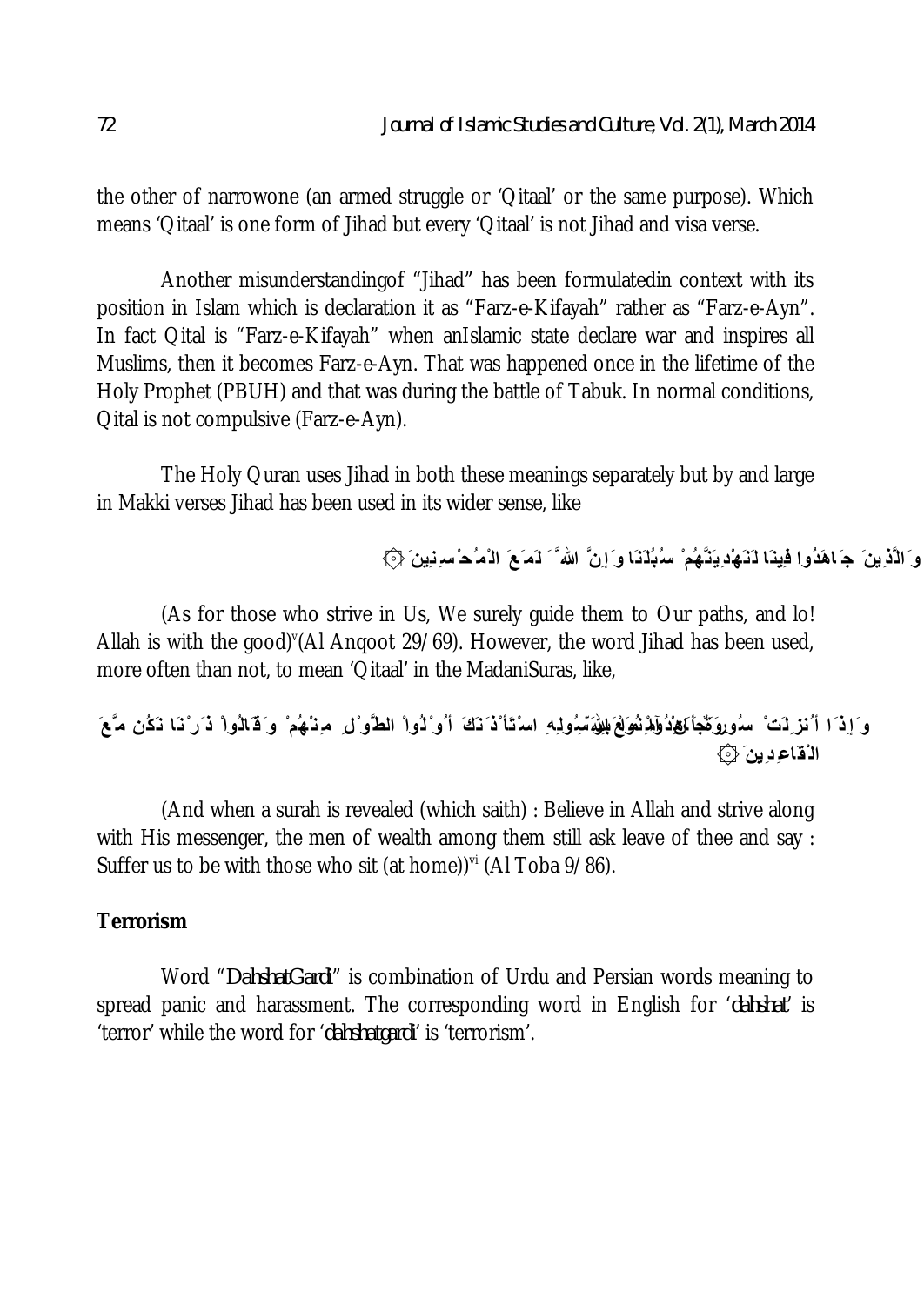the other of narrowone (an armed struggle or 'Qitaal' or the same purpose). Which means 'Qitaal' is one form of Jihad but every 'Qitaal' is not Jihad and visa verse.

Another misunderstandingof "Jihad" has been formulatedin context with its position in Islam which is declaration it as "Farz-e-Kifayah" rather as "Farz-e-Ayn". In fact Qital is "Farz-e-Kifayah" when anIslamic state declare war and inspires all Muslims, then it becomes Farz-e-Ayn. That was happened once in the lifetime of the Holy Prophet (PBUH) and that was during the battle of Tabuk. In normal conditions, Qital is not compulsive (Farz-e-Ayn).

The Holy Quran uses Jihad in both these meanings separately but by and large in Makki verses Jihad has been used in its wider sense, like

وَالَّذِينَ جَاهَدُوا فِينَا لَنَهْدِيَنَّهُمْ سُبُلَنَا وَإِنَّ اللَّهَ لَمَعَ الْمُحْسِنِينَ ۞

(As for those who strive in Us, We surely guide them to Our paths, and lo! Allah is with the good)[v] (Al Anqoot 29/69). However, the word Jihad has been used, more often than not, to mean 'Qitaal' in the MadaniSuras, like,

وَإِذَا أُنزِلَتْ سُورَةٌ أَنْ آمِنُوا بِاللَّهِ وَجَاهِدُوا مَعَ رَسُولِهِ اسْتَأْذَنَكَ أُولُوا الطَّوْلِ مِنْهُمْ وَقَالُوا ذَرْنَا نَكُن مَّعَ الْقَاعِدِينَ ۞

(And when a surah is revealed (which saith) : Believe in Allah and strive along with His messenger, the men of wealth among them still ask leave of thee and say : Suffer us to be with those who sit (at home))[vi] (Al Toba 9/86).

## Terrorism

Word "*DahshatGardi*" is combination of Urdu and Persian words meaning to spread panic and harassment. The corresponding word in English for '*dahshat*' is 'terror' while the word for '*dahshatgardi*' is 'terrorism'.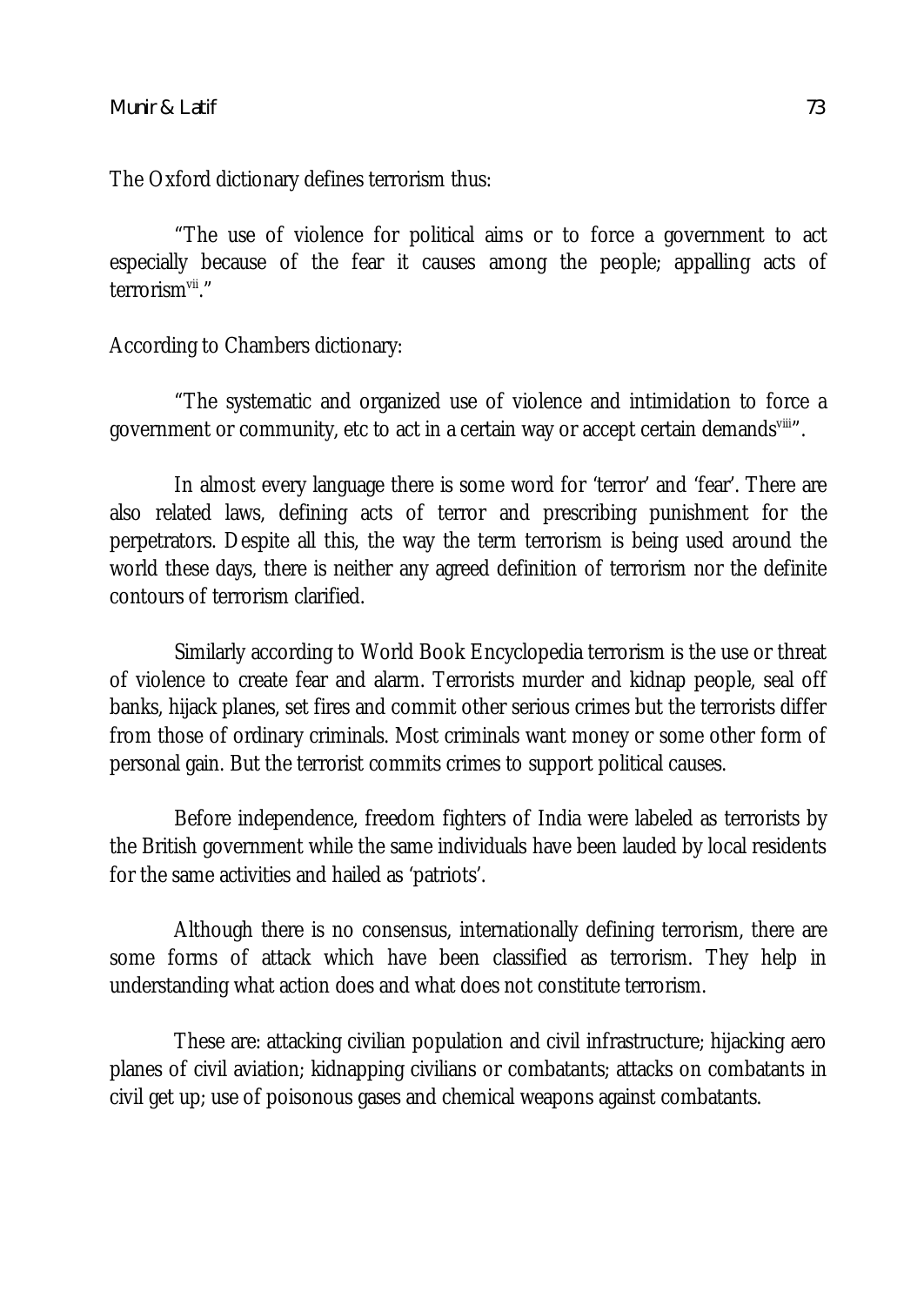The Oxford dictionary defines terrorism thus:

> "The use of violence for political aims or to force a government to act especially because of the fear it causes among the people; appalling acts of terrorism[vii]."

According to Chambers dictionary:

> "The systematic and organized use of violence and intimidation to force a government or community, etc to act in a certain way or accept certain demands[viii]".

In almost every language there is some word for 'terror' and 'fear'. There are also related laws, defining acts of terror and prescribing punishment for the perpetrators. Despite all this, the way the term terrorism is being used around the world these days, there is neither any agreed definition of terrorism nor the definite contours of terrorism clarified.

Similarly according to World Book Encyclopedia terrorism is the use or threat of violence to create fear and alarm. Terrorists murder and kidnap people, seal off banks, hijack planes, set fires and commit other serious crimes but the terrorists differ from those of ordinary criminals. Most criminals want money or some other form of personal gain. But the terrorist commits crimes to support political causes.

Before independence, freedom fighters of India were labeled as terrorists by the British government while the same individuals have been lauded by local residents for the same activities and hailed as 'patriots'.

Although there is no consensus, internationally defining terrorism, there are some forms of attack which have been classified as terrorism. They help in understanding what action does and what does not constitute terrorism.

These are: attacking civilian population and civil infrastructure; hijacking aero planes of civil aviation; kidnapping civilians or combatants; attacks on combatants in civil get up; use of poisonous gases and chemical weapons against combatants.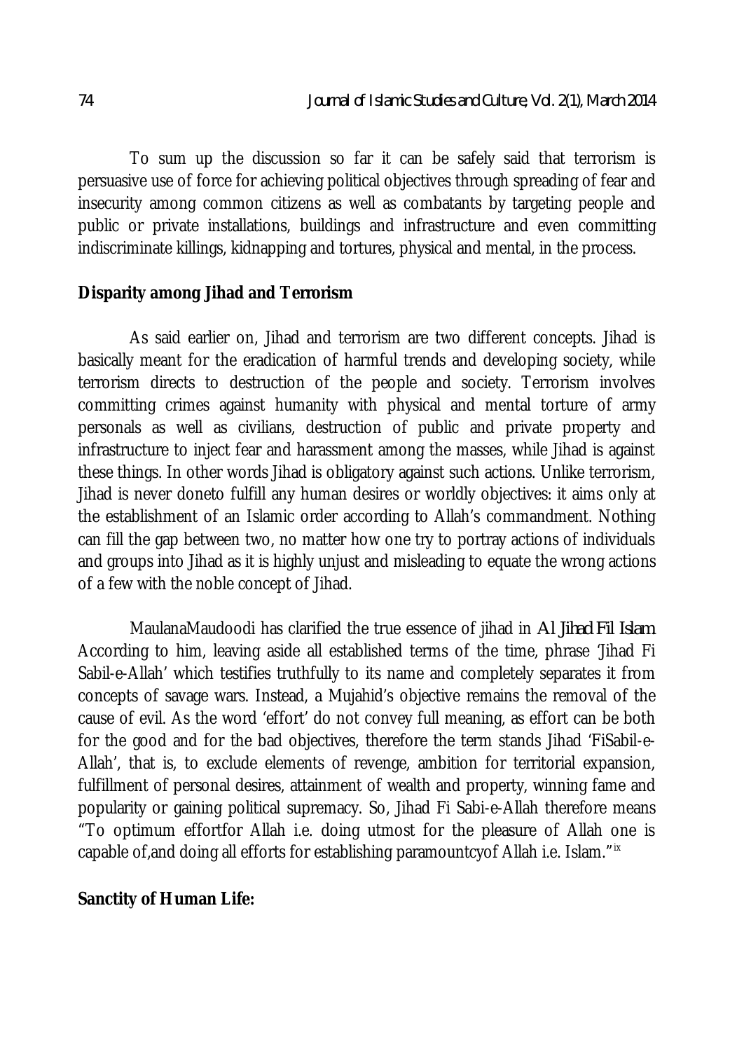To sum up the discussion so far it can be safely said that terrorism is persuasive use of force for achieving political objectives through spreading of fear and insecurity among common citizens as well as combatants by targeting people and public or private installations, buildings and infrastructure and even committing indiscriminate killings, kidnapping and tortures, physical and mental, in the process.

**Disparity among Jihad and Terrorism**

As said earlier on, Jihad and terrorism are two different concepts. Jihad is basically meant for the eradication of harmful trends and developing society, while terrorism directs to destruction of the people and society. Terrorism involves committing crimes against humanity with physical and mental torture of army personals as well as civilians, destruction of public and private property and infrastructure to inject fear and harassment among the masses, while Jihad is against these things. In other words Jihad is obligatory against such actions. Unlike terrorism, Jihad is never doneto fulfill any human desires or worldly objectives: it aims only at the establishment of an Islamic order according to Allah's commandment. Nothing can fill the gap between two, no matter how one try to portray actions of individuals and groups into Jihad as it is highly unjust and misleading to equate the wrong actions of a few with the noble concept of Jihad.

MaulanaMaudoodi has clarified the true essence of jihad in *Al Jihad Fil Islam*. According to him, leaving aside all established terms of the time, phrase 'Jihad Fi Sabil-e-Allah' which testifies truthfully to its name and completely separates it from concepts of savage wars. Instead, a Mujahid's objective remains the removal of the cause of evil. As the word 'effort' do not convey full meaning, as effort can be both for the good and for the bad objectives, therefore the term stands Jihad 'FiSabil-e-Allah', that is, to exclude elements of revenge, ambition for territorial expansion, fulfillment of personal desires, attainment of wealth and property, winning fame and popularity or gaining political supremacy. So, Jihad Fi Sabi-e-Allah therefore means "To optimum effortfor Allah i.e. doing utmost for the pleasure of Allah one is capable of,and doing all efforts for establishing paramountcyof Allah i.e. Islam."[ix]

**Sanctity of Human Life:**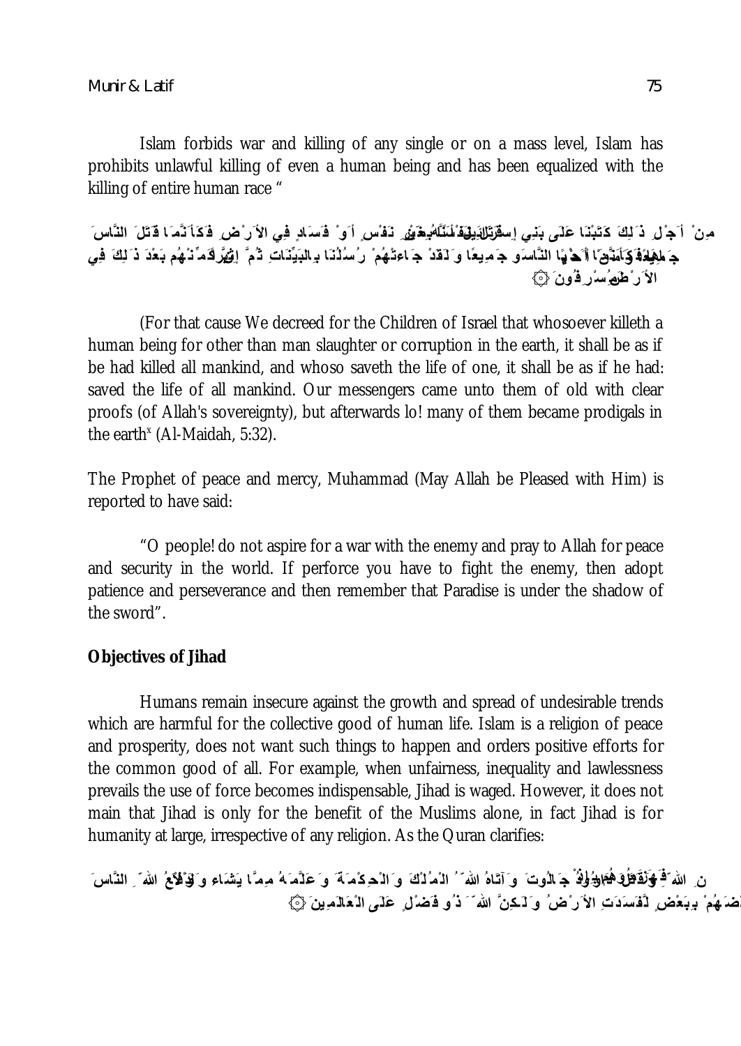Islam forbids war and killing of any single or on a mass level, Islam has prohibits unlawful killing of even a human being and has been equalized with the killing of entire human race "

مِنْ أَجْلِ ذَلِكَ كَتَبْنَا عَلَى بَنِي إِسْرَائِيلَ أَنَّهُ مَن قَتَلَ نَفْسًا بِغَيْرِ نَفْسٍ أَوْ فَسَادٍ فِي الأَرْضِ فَكَأَنَّمَا قَتَلَ النَّاسَ جَمِيعًا وَمَنْ أَحْيَاهَا فَكَأَنَّمَا أَحْيَا النَّاسَ جَمِيعًا وَلَقَدْ جَاءتْهُمْ رُسُلُنَا بِالبَيِّنَاتِ ثُمَّ إِنَّ كَثِيرًا مِّنْهُم بَعْدَ ذَلِكَ فِي الأَرْضِ لَمُسْرِفُونَ ۞

(For that cause We decreed for the Children of Israel that whosoever killeth a human being for other than man slaughter or corruption in the earth, it shall be as if be had killed all mankind, and whoso saveth the life of one, it shall be as if he had: saved the life of all mankind. Our messengers came unto them of old with clear proofs (of Allah's sovereignty), but afterwards lo! many of them became prodigals in the earth[x] (Al-Maidah, 5:32).

The Prophet of peace and mercy, Muhammad (May Allah be Pleased with Him) is reported to have said:

"O people! do not aspire for a war with the enemy and pray to Allah for peace and security in the world. If perforce you have to fight the enemy, then adopt patience and perseverance and then remember that Paradise is under the shadow of the sword".

**Objectives of Jihad**

Humans remain insecure against the growth and spread of undesirable trends which are harmful for the collective good of human life. Islam is a religion of peace and prosperity, does not want such things to happen and orders positive efforts for the common good of all. For example, when unfairness, inequality and lawlessness prevails the use of force becomes indispensable, Jihad is waged. However, it does not main that Jihad is only for the benefit of the Muslims alone, in fact Jihad is for humanity at large, irrespective of any religion. As the Quran clarifies:

فَهَزَمُوهُم بِإِذْنِ اللّهِ وَقَتَلَ دَاوُدُ جَالُوتَ وَآتَاهُ اللّهُ الْمُلْكَ وَالْحِكْمَةَ وَعَلَّمَهُ مِمَّا يَشَاءُ وَلَوْلاَ دَفْعُ اللّهِ النَّاسَ بَعْضَهُمْ بِبَعْضٍ لَّفَسَدَتِ الأَرْضُ وَلَكِنَّ اللّهَ ذُو فَضْلٍ عَلَى الْعَالَمِينَ ۞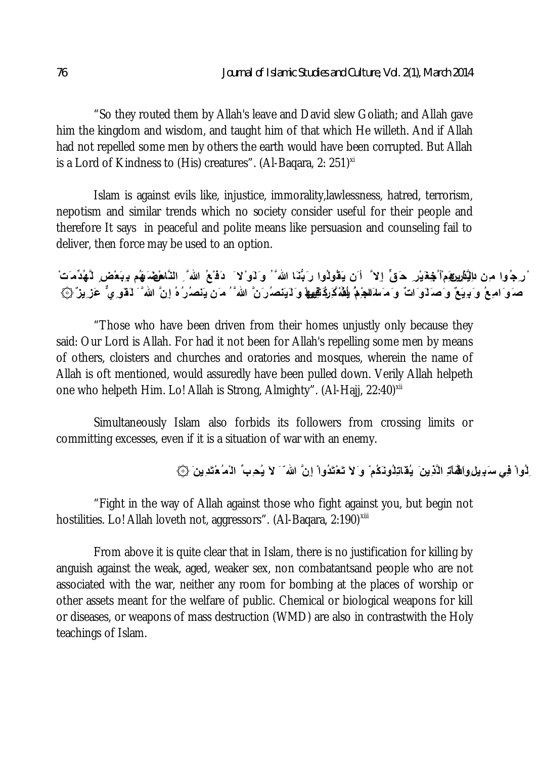"So they routed them by Allah's leave and David slew Goliath; and Allah gave him the kingdom and wisdom, and taught him of that which He willeth. And if Allah had not repelled some men by others the earth would have been corrupted. But Allah is a Lord of Kindness to (His) creatures". (Al-Baqara, 2: 251)[xi]

Islam is against evils like, injustice, immorality,lawlessness, hatred, terrorism, nepotism and similar trends which no society consider useful for their people and therefore It says in peaceful and polite means like persuasion and counseling fail to deliver, then force may be used to an option.

رِجُوا مِن دِيَارِهِم بِغَيْرِ حَقٍّ إِلاَّ أَن يَقُولُوا رَبُّنَا اللهُ وَلَوْلاَ دَفْعُ اللهِ النَّاسَ بَعْضَهُم بِبَعْضٍ لَّهُدِّمَتْ صَوَامِعُ وَبِيَعٌ وَصَلَوَاتٌ وَمَسَاجِدُ يُذْكَرُ فِيهَا اسْمُ اللهِ كَثِيرًا وَلَيَنصُرَنَّ اللهُ مَن يَنصُرُهُ إِنَّ اللهَ لَقَوِيٌّ عَزِيزٌ ۞

"Those who have been driven from their homes unjustly only because they said: Our Lord is Allah. For had it not been for Allah's repelling some men by means of others, cloisters and churches and oratories and mosques, wherein the name of Allah is oft mentioned, would assuredly have been pulled down. Verily Allah helpeth one who helpeth Him. Lo! Allah is Strong, Almighty". (Al-Hajj, 22:40)[xii]

Simultaneously Islam also forbids its followers from crossing limits or committing excesses, even if it is a situation of war with an enemy.

لُواْ فِي سَبِيلِ اللهِ الَّذِينَ يُقَاتِلُونَكُمْ وَلاَ تَعْتَدُواْ إِنَّ اللهَ لاَ يُحِبِّ الْمُعْتَدِينَ ۞

"Fight in the way of Allah against those who fight against you, but begin not hostilities. Lo! Allah loveth not, aggressors". (Al-Baqara, 2:190)[xiii]

From above it is quite clear that in Islam, there is no justification for killing by anguish against the weak, aged, weaker sex, non combatantsand people who are not associated with the war, neither any room for bombing at the places of worship or other assets meant for the welfare of public. Chemical or biological weapons for kill or diseases, or weapons of mass destruction (WMD) are also in contrastwith the Holy teachings of Islam.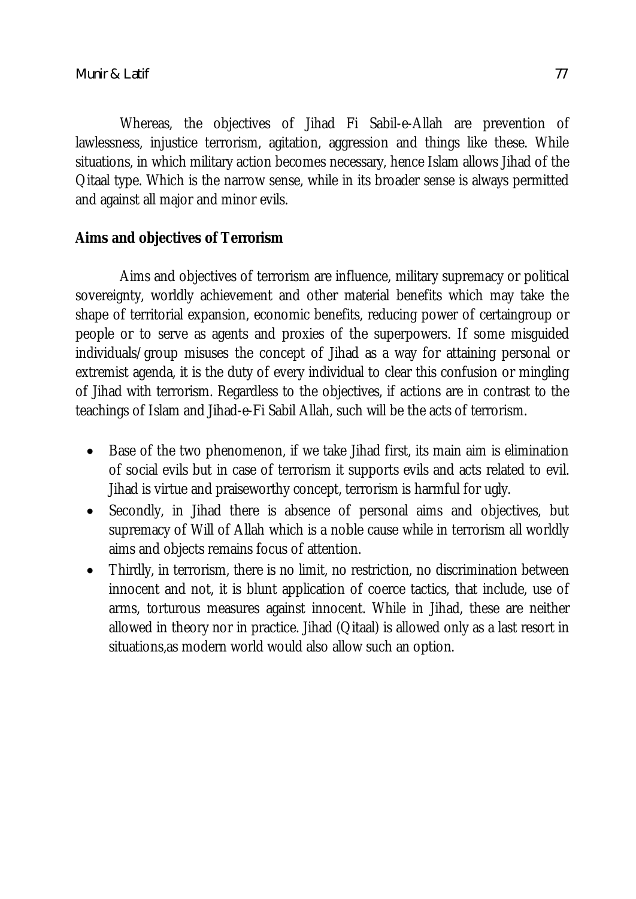Whereas, the objectives of Jihad Fi Sabil-e-Allah are prevention of lawlessness, injustice terrorism, agitation, aggression and things like these. While situations, in which military action becomes necessary, hence Islam allows Jihad of the Qitaal type. Which is the narrow sense, while in its broader sense is always permitted and against all major and minor evils.

## Aims and objectives of Terrorism

Aims and objectives of terrorism are influence, military supremacy or political sovereignty, worldly achievement and other material benefits which may take the shape of territorial expansion, economic benefits, reducing power of certaingroup or people or to serve as agents and proxies of the superpowers. If some misguided individuals/group misuses the concept of Jihad as a way for attaining personal or extremist agenda, it is the duty of every individual to clear this confusion or mingling of Jihad with terrorism. Regardless to the objectives, if actions are in contrast to the teachings of Islam and Jihad-e-Fi Sabil Allah, such will be the acts of terrorism.

- Base of the two phenomenon, if we take Jihad first, its main aim is elimination of social evils but in case of terrorism it supports evils and acts related to evil. Jihad is virtue and praiseworthy concept, terrorism is harmful for ugly.
- Secondly, in Jihad there is absence of personal aims and objectives, but supremacy of Will of Allah which is a noble cause while in terrorism all worldly aims and objects remains focus of attention.
- Thirdly, in terrorism, there is no limit, no restriction, no discrimination between innocent and not, it is blunt application of coerce tactics, that include, use of arms, torturous measures against innocent. While in Jihad, these are neither allowed in theory nor in practice. Jihad (Qitaal) is allowed only as a last resort in situations,as modern world would also allow such an option.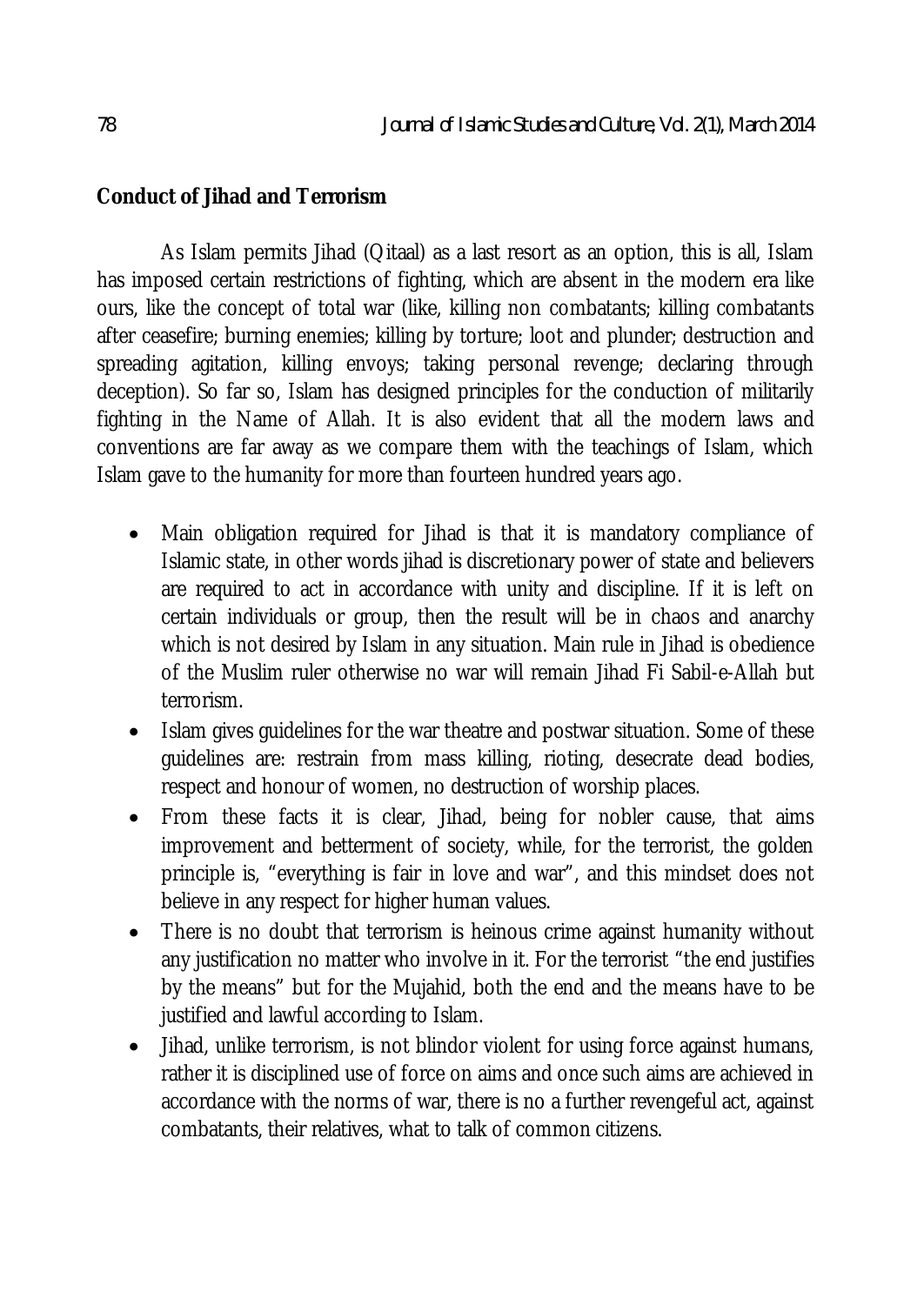**Conduct of Jihad and Terrorism**

As Islam permits Jihad (Qitaal) as a last resort as an option, this is all, Islam has imposed certain restrictions of fighting, which are absent in the modern era like ours, like the concept of total war (like, killing non combatants; killing combatants after ceasefire; burning enemies; killing by torture; loot and plunder; destruction and spreading agitation, killing envoys; taking personal revenge; declaring through deception). So far so, Islam has designed principles for the conduction of militarily fighting in the Name of Allah. It is also evident that all the modern laws and conventions are far away as we compare them with the teachings of Islam, which Islam gave to the humanity for more than fourteen hundred years ago.

- Main obligation required for Jihad is that it is mandatory compliance of Islamic state, in other words jihad is discretionary power of state and believers are required to act in accordance with unity and discipline. If it is left on certain individuals or group, then the result will be in chaos and anarchy which is not desired by Islam in any situation. Main rule in Jihad is obedience of the Muslim ruler otherwise no war will remain Jihad Fi Sabil-e-Allah but terrorism.
- Islam gives guidelines for the war theatre and postwar situation. Some of these guidelines are: restrain from mass killing, rioting, desecrate dead bodies, respect and honour of women, no destruction of worship places.
- From these facts it is clear, Jihad, being for nobler cause, that aims improvement and betterment of society, while, for the terrorist, the golden principle is, "everything is fair in love and war", and this mindset does not believe in any respect for higher human values.
- There is no doubt that terrorism is heinous crime against humanity without any justification no matter who involve in it. For the terrorist "the end justifies by the means" but for the Mujahid, both the end and the means have to be justified and lawful according to Islam.
- Jihad, unlike terrorism, is not blindor violent for using force against humans, rather it is disciplined use of force on aims and once such aims are achieved in accordance with the norms of war, there is no a further revengeful act, against combatants, their relatives, what to talk of common citizens.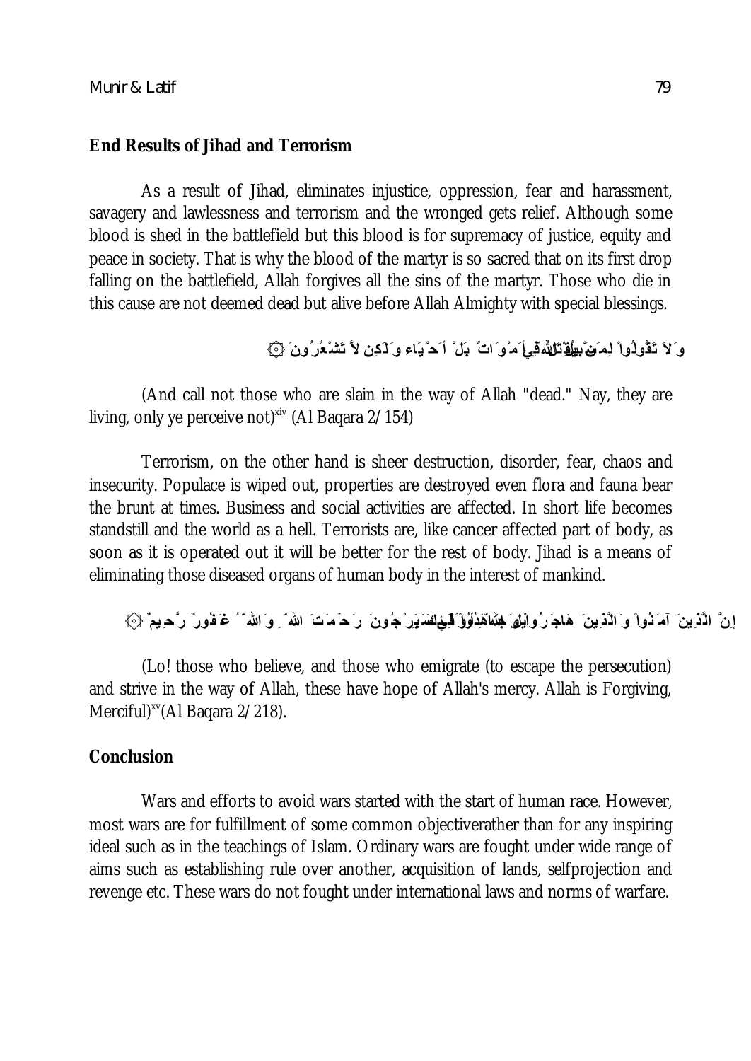## End Results of Jihad and Terrorism

As a result of Jihad, eliminates injustice, oppression, fear and harassment, savagery and lawlessness and terrorism and the wronged gets relief. Although some blood is shed in the battlefield but this blood is for supremacy of justice, equity and peace in society. That is why the blood of the martyr is so sacred that on its first drop falling on the battlefield, Allah forgives all the sins of the martyr. Those who die in this cause are not deemed dead but alive before Allah Almighty with special blessings.

وَلاَ تَقُولُواْ لِمَنْ يُقْتَلُ فِي سَبيلِ اللّهِ أَمْوَاتٌ بَلْ أَحْيَاء وَلَكِن لاَّ تَشْعُرُونَ ۞

(And call not those who are slain in the way of Allah "dead." Nay, they are living, only ye perceive not)[xiv] (Al Baqara 2/154)

Terrorism, on the other hand is sheer destruction, disorder, fear, chaos and insecurity. Populace is wiped out, properties are destroyed even flora and fauna bear the brunt at times. Business and social activities are affected. In short life becomes standstill and the world as a hell. Terrorists are, like cancer affected part of body, as soon as it is operated out it will be better for the rest of body. Jihad is a means of eliminating those diseased organs of human body in the interest of mankind.

إِنَّ الَّذِينَ آمَنُواْ وَالَّذِينَ هَاجَرُواْ وَجَاهَدُواْ فِي سَبِيلِ اللّهِ أُوْلَـئِكَ يَرْجُونَ رَحْمَتَ اللّهِ وَاللّهُ غَفُورٌ رَّحِيمٌ ۞

(Lo! those who believe, and those who emigrate (to escape the persecution) and strive in the way of Allah, these have hope of Allah's mercy. Allah is Forgiving, Merciful)[xv] (Al Baqara 2/218).

## Conclusion

Wars and efforts to avoid wars started with the start of human race. However, most wars are for fulfillment of some common objectiverather than for any inspiring ideal such as in the teachings of Islam. Ordinary wars are fought under wide range of aims such as establishing rule over another, acquisition of lands, selfprojection and revenge etc. These wars do not fought under international laws and norms of warfare.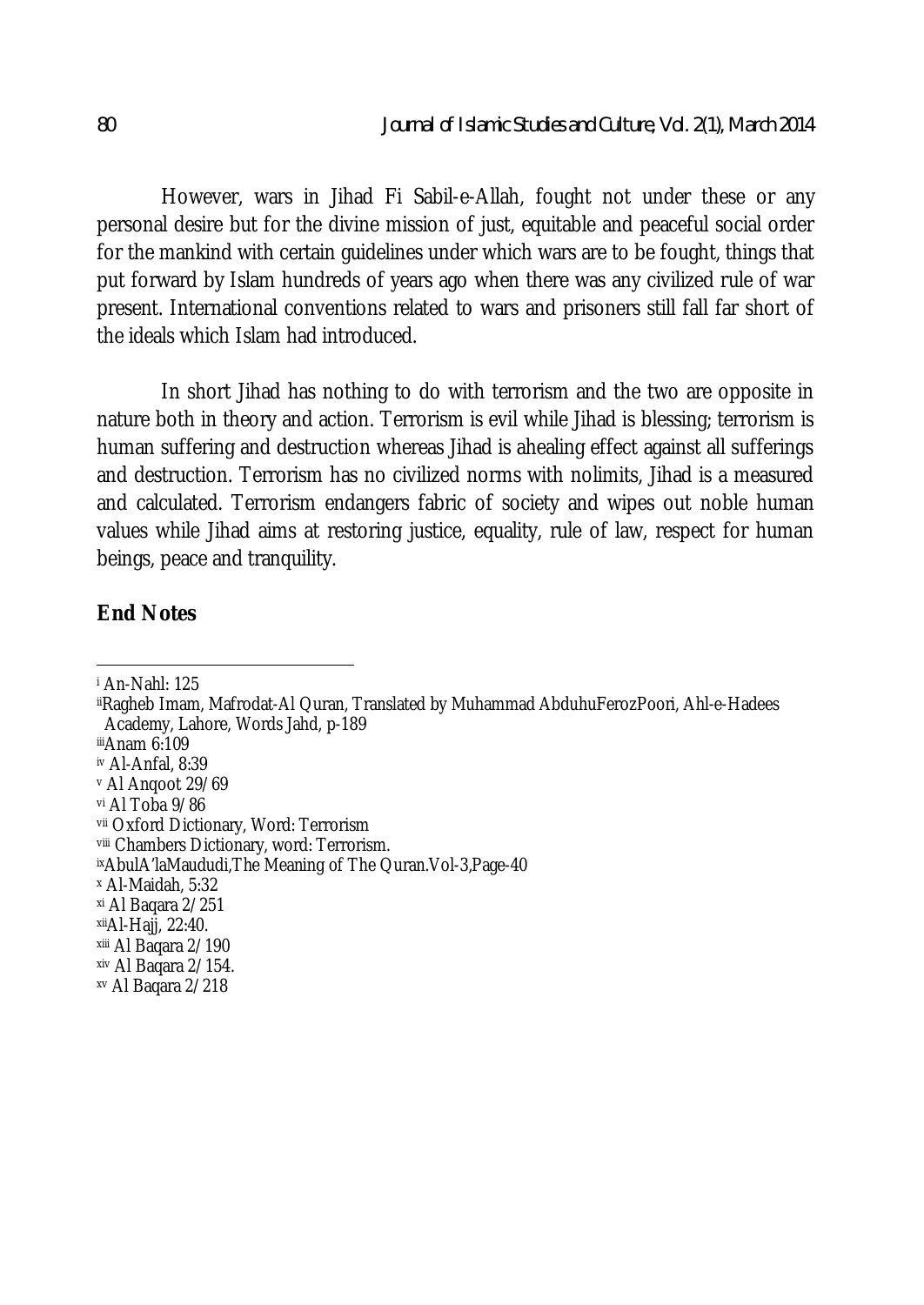However, wars in Jihad Fi Sabil-e-Allah, fought not under these or any personal desire but for the divine mission of just, equitable and peaceful social order for the mankind with certain guidelines under which wars are to be fought, things that put forward by Islam hundreds of years ago when there was any civilized rule of war present. International conventions related to wars and prisoners still fall far short of the ideals which Islam had introduced.

In short Jihad has nothing to do with terrorism and the two are opposite in nature both in theory and action. Terrorism is evil while Jihad is blessing; terrorism is human suffering and destruction whereas Jihad is ahealing effect against all sufferings and destruction. Terrorism has no civilized norms with nolimits, Jihad is a measured and calculated. Terrorism endangers fabric of society and wipes out noble human values while Jihad aims at restoring justice, equality, rule of law, respect for human beings, peace and tranquility.

**End Notes**

---

[i] An-Nahl: 125

[ii] Ragheb Imam, Mafrodat-Al Quran, Translated by Muhammad AbduhuFerozPoori, Ahl-e-Hadees Academy, Lahore, Words Jahd, p-189

[iii] Anam 6:109

[iv] Al-Anfal, 8:39

[v] Al Anqoot 29/69

[vi] Al Toba 9/86

[vii] Oxford Dictionary, Word: Terrorism

[viii] Chambers Dictionary, word: Terrorism.

[ix] AbulA'laMaududi,The Meaning of The Quran.Vol-3,Page-40

[x] Al-Maidah, 5:32

[xi] Al Baqara 2/251

[xii] Al-Hajj, 22:40.

[xiii] Al Baqara 2/190

[xiv] Al Baqara 2/154.

[xv] Al Baqara 2/218